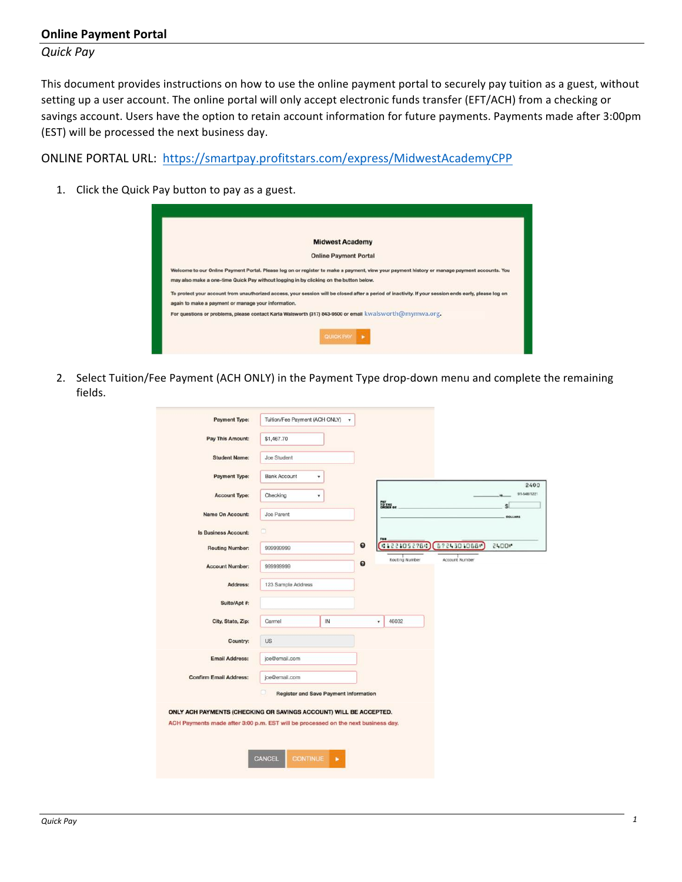## Online Payment Portal

*Quick Pay*

This document provides instructions on how to use the online payment portal to securely pay tuition as a guest, without setting up a user account. The online portal will only accept electronic funds transfer (EFT/ACH) from a checking or savings account. Users have the option to retain account information for future payments. Payments made after 3:00pm (EST) will be processed the next business day.

ONLINE PORTAL URL: https://smartpay.profitstars.com/express/MidwestAcademyCPP

1. Click the Quick Pay button to pay as a guest.

2. Select Tuition/Fee Payment (ACH ONLY) in the Payment Type drop-down menu and complete the remaining fields.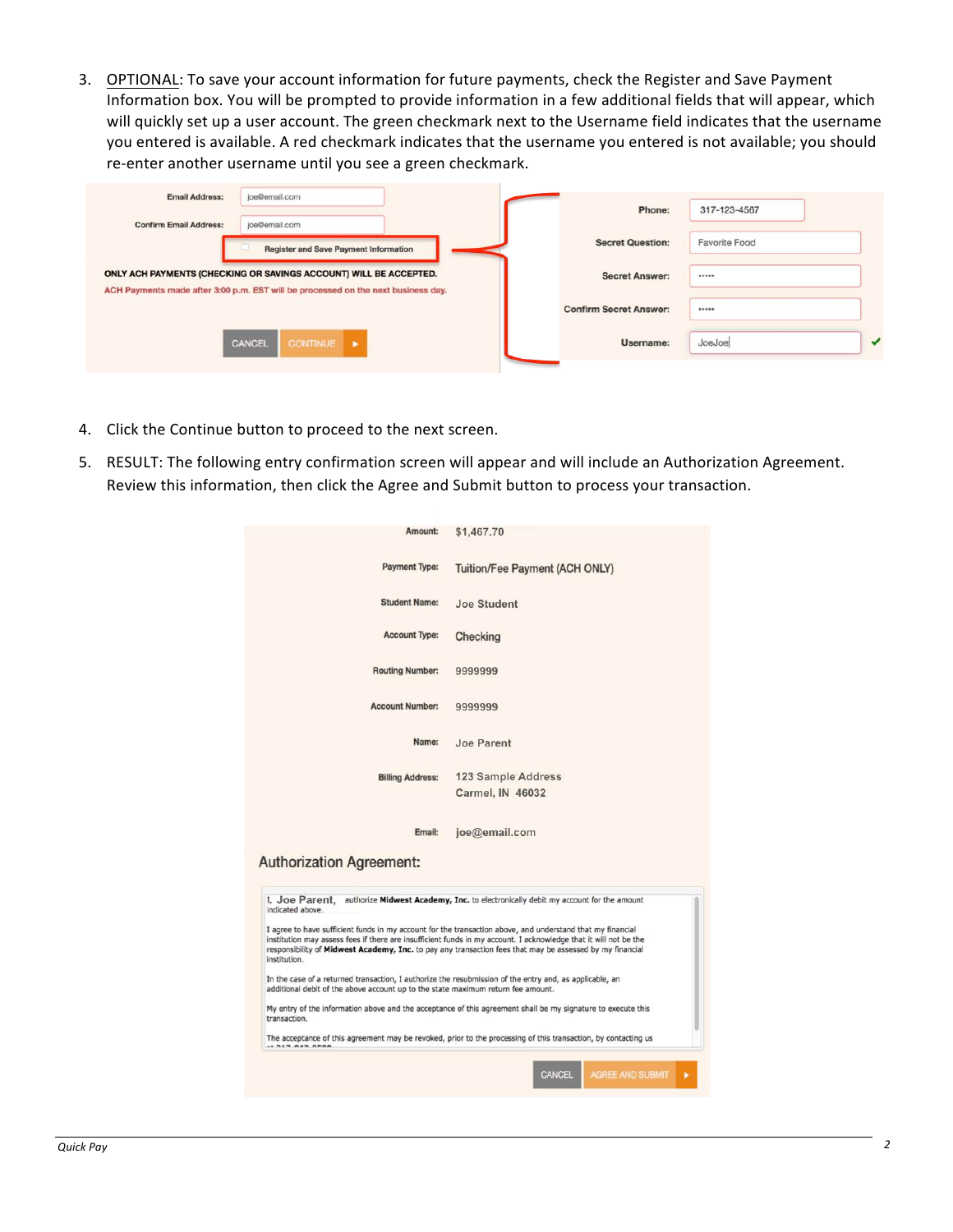3. OPTIONAL: To save your account information for future payments, check the Register and Save Payment Information box. You will be prompted to provide information in a few additional fields that will appear, which will quickly set up a user account. The green checkmark next to the Username field indicates that the username you entered is available. A red checkmark indicates that the username you entered is not available; you should re-enter another username until you see a green checkmark.

Email Address: joe@email.com

Confirm Email Address: joe@email.com

Register and Save Payment Information

ONLY ACH PAYMENTS (CHECKING OR SAVINGS ACCOUNT) WILL BE ACCEPTED.

ACH Payments made after 3:00 p.m. EST will be processed on the next business day.

CANCEL CONTINUE

Phone: 317-123-4567

Secret Question: Favorite Food

Secret Answer: •••••

Confirm Secret Answer: •••••

Username: JoeJoe

4. Click the Continue button to proceed to the next screen.

5. RESULT: The following entry confirmation screen will appear and will include an Authorization Agreement. Review this information, then click the Agree and Submit button to process your transaction.

Amount: $1,467.70

Payment Type: Tuition/Fee Payment (ACH ONLY)

Student Name: Joe Student

Account Type: Checking

Routing Number: 9999999

Account Number: 9999999

Name: Joe Parent

Billing Address: 123 Sample Address
Carmel, IN 46032

Email: joe@email.com

Authorization Agreement:

I, Joe Parent, authorize **Midwest Academy, Inc.** to electronically debit my account for the amount indicated above.

I agree to have sufficient funds in my account for the transaction above, and understand that my financial institution may assess fees if there are insufficient funds in my account. I acknowledge that it will not be the responsibility of **Midwest Academy, Inc.** to pay any transaction fees that may be assessed by my financial institution.

In the case of a returned transaction, I authorize the resubmission of the entry and, as applicable, an additional debit of the above account up to the state maximum return fee amount.

My entry of the information above and the acceptance of this agreement shall be my signature to execute this transaction.

The acceptance of this agreement may be revoked, prior to the processing of this transaction, by contacting us

CANCEL AGREE AND SUBMIT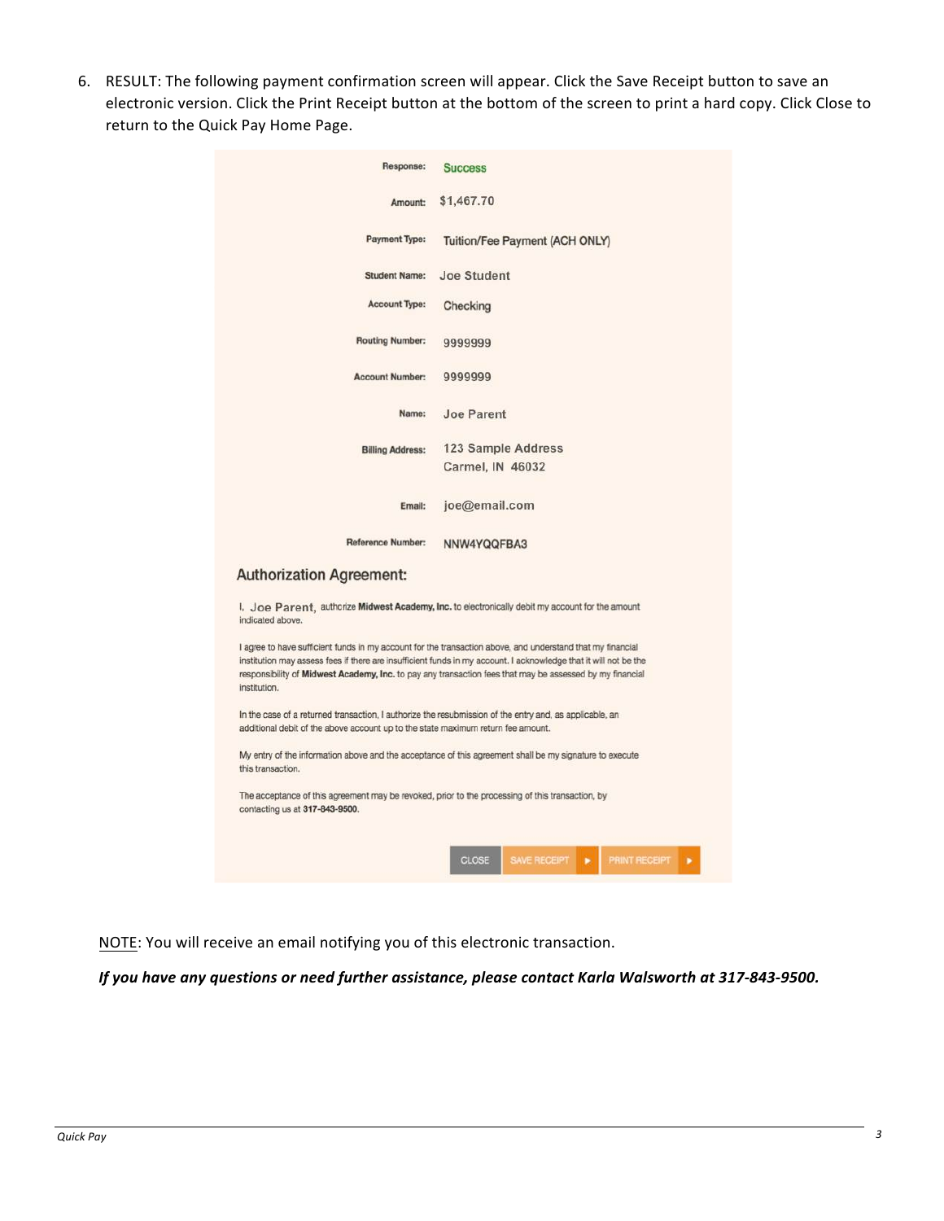6. RESULT: The following payment confirmation screen will appear. Click the Save Receipt button to save an electronic version. Click the Print Receipt button at the bottom of the screen to print a hard copy. Click Close to return to the Quick Pay Home Page.

| | |
|---|---|
| Response: | Success |
| Amount: | $1,467.70 |
| Payment Type: | Tuition/Fee Payment (ACH ONLY) |
| Student Name: | Joe Student |
| Account Type: | Checking |
| Routing Number: | 9999999 |
| Account Number: | 9999999 |
| Name: | Joe Parent |
| Billing Address: | 123 Sample Address<br>Carmel, IN 46032 |
| Email: | joe@email.com |
| Reference Number: | NNW4YQQFBA3 |

### Authorization Agreement:

I, Joe Parent, authorize **Midwest Academy, Inc.** to electronically debit my account for the amount indicated above.

I agree to have sufficient funds in my account for the transaction above, and understand that my financial institution may assess fees if there are insufficient funds in my account. I acknowledge that it will not be the responsibility of **Midwest Academy, Inc.** to pay any transaction fees that may be assessed by my financial institution.

In the case of a returned transaction, I authorize the resubmission of the entry and, as applicable, an additional debit of the above account up to the state maximum return fee amount.

My entry of the information above and the acceptance of this agreement shall be my signature to execute this transaction.

The acceptance of this agreement may be revoked, prior to the processing of this transaction, by contacting us at **317-843-9500.**

CLOSE | SAVE RECEIPT | PRINT RECEIPT

NOTE: You will receive an email notifying you of this electronic transaction.

***If you have any questions or need further assistance, please contact Karla Walsworth at 317-843-9500.***